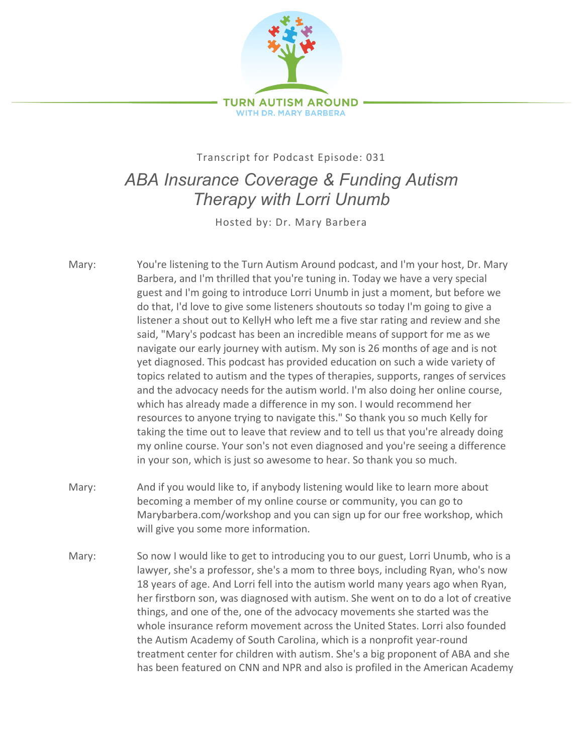TURN AUTISM AROUND
WITH DR. MARY BARBERA

Transcript for Podcast Episode: 031

# *ABA Insurance Coverage & Funding Autism Therapy with Lorri Unumb*

Hosted by: Dr. Mary Barbera

Mary: You're listening to the Turn Autism Around podcast, and I'm your host, Dr. Mary Barbera, and I'm thrilled that you're tuning in. Today we have a very special guest and I'm going to introduce Lorri Unumb in just a moment, but before we do that, I'd love to give some listeners shoutouts so today I'm going to give a listener a shout out to KellyH who left me a five star rating and review and she said, "Mary's podcast has been an incredible means of support for me as we navigate our early journey with autism. My son is 26 months of age and is not yet diagnosed. This podcast has provided education on such a wide variety of topics related to autism and the types of therapies, supports, ranges of services and the advocacy needs for the autism world. I'm also doing her online course, which has already made a difference in my son. I would recommend her resources to anyone trying to navigate this." So thank you so much Kelly for taking the time out to leave that review and to tell us that you're already doing my online course. Your son's not even diagnosed and you're seeing a difference in your son, which is just so awesome to hear. So thank you so much.

Mary: And if you would like to, if anybody listening would like to learn more about becoming a member of my online course or community, you can go to Marybarbera.com/workshop and you can sign up for our free workshop, which will give you some more information.

Mary: So now I would like to get to introducing you to our guest, Lorri Unumb, who is a lawyer, she's a professor, she's a mom to three boys, including Ryan, who's now 18 years of age. And Lorri fell into the autism world many years ago when Ryan, her firstborn son, was diagnosed with autism. She went on to do a lot of creative things, and one of the, one of the advocacy movements she started was the whole insurance reform movement across the United States. Lorri also founded the Autism Academy of South Carolina, which is a nonprofit year-round treatment center for children with autism. She's a big proponent of ABA and she has been featured on CNN and NPR and also is profiled in the American Academy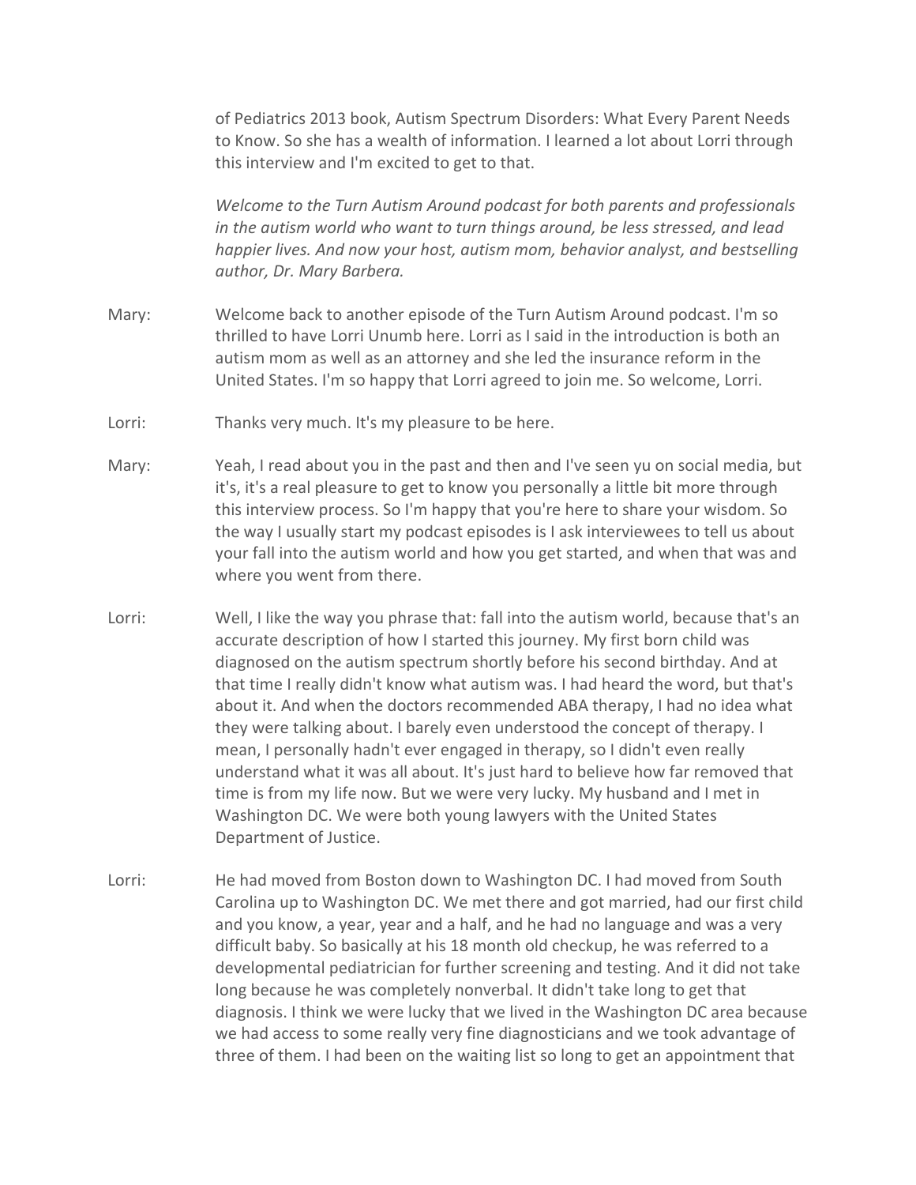of Pediatrics 2013 book, Autism Spectrum Disorders: What Every Parent Needs to Know. So she has a wealth of information. I learned a lot about Lorri through this interview and I'm excited to get to that.

*Welcome to the Turn Autism Around podcast for both parents and professionals in the autism world who want to turn things around, be less stressed, and lead happier lives. And now your host, autism mom, behavior analyst, and bestselling author, Dr. Mary Barbera.*

Mary: Welcome back to another episode of the Turn Autism Around podcast. I'm so thrilled to have Lorri Unumb here. Lorri as I said in the introduction is both an autism mom as well as an attorney and she led the insurance reform in the United States. I'm so happy that Lorri agreed to join me. So welcome, Lorri.

Lorri: Thanks very much. It's my pleasure to be here.

Mary: Yeah, I read about you in the past and then and I've seen yu on social media, but it's, it's a real pleasure to get to know you personally a little bit more through this interview process. So I'm happy that you're here to share your wisdom. So the way I usually start my podcast episodes is I ask interviewees to tell us about your fall into the autism world and how you get started, and when that was and where you went from there.

Lorri: Well, I like the way you phrase that: fall into the autism world, because that's an accurate description of how I started this journey. My first born child was diagnosed on the autism spectrum shortly before his second birthday. And at that time I really didn't know what autism was. I had heard the word, but that's about it. And when the doctors recommended ABA therapy, I had no idea what they were talking about. I barely even understood the concept of therapy. I mean, I personally hadn't ever engaged in therapy, so I didn't even really understand what it was all about. It's just hard to believe how far removed that time is from my life now. But we were very lucky. My husband and I met in Washington DC. We were both young lawyers with the United States Department of Justice.

Lorri: He had moved from Boston down to Washington DC. I had moved from South Carolina up to Washington DC. We met there and got married, had our first child and you know, a year, year and a half, and he had no language and was a very difficult baby. So basically at his 18 month old checkup, he was referred to a developmental pediatrician for further screening and testing. And it did not take long because he was completely nonverbal. It didn't take long to get that diagnosis. I think we were lucky that we lived in the Washington DC area because we had access to some really very fine diagnosticians and we took advantage of three of them. I had been on the waiting list so long to get an appointment that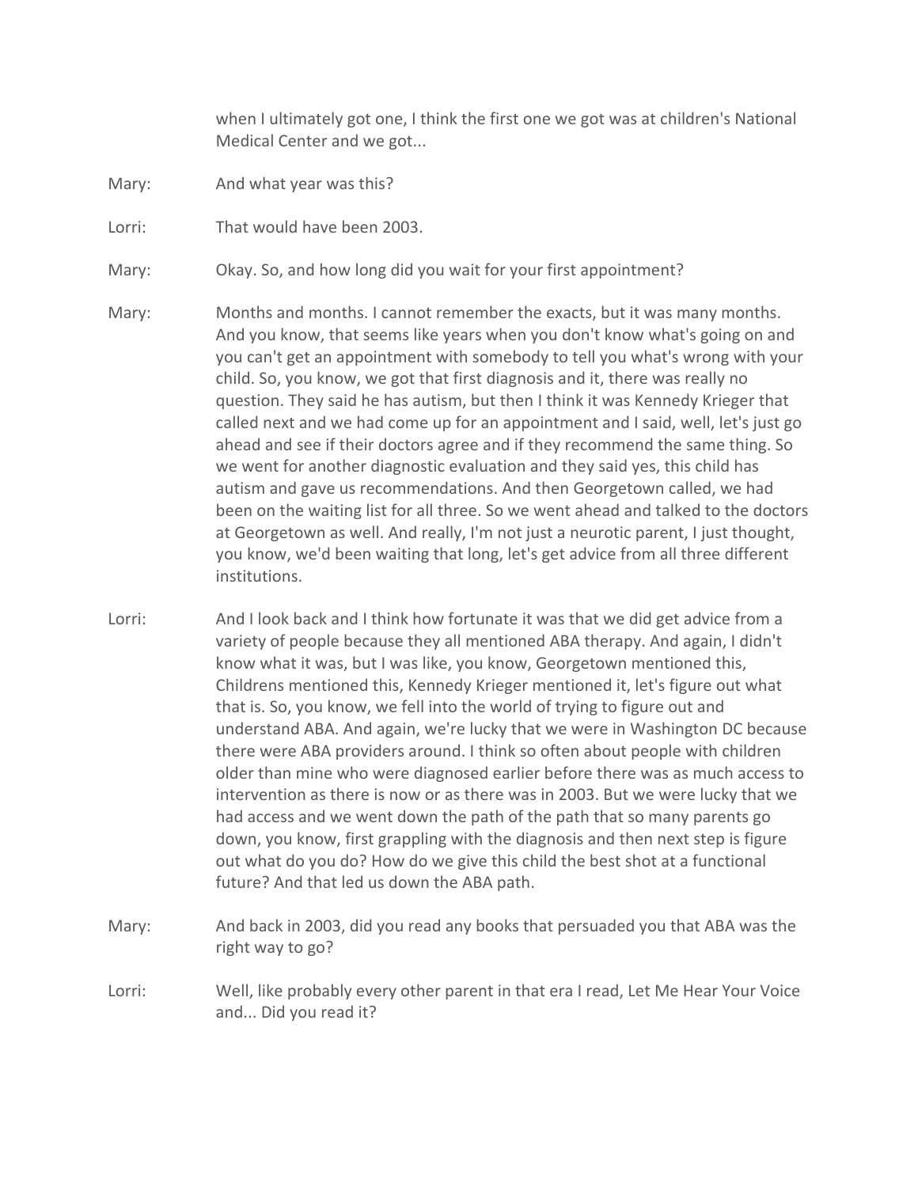when I ultimately got one, I think the first one we got was at children's National Medical Center and we got...

Mary: And what year was this?

Lorri: That would have been 2003.

Mary: Okay. So, and how long did you wait for your first appointment?

Mary: Months and months. I cannot remember the exacts, but it was many months. And you know, that seems like years when you don't know what's going on and you can't get an appointment with somebody to tell you what's wrong with your child. So, you know, we got that first diagnosis and it, there was really no question. They said he has autism, but then I think it was Kennedy Krieger that called next and we had come up for an appointment and I said, well, let's just go ahead and see if their doctors agree and if they recommend the same thing. So we went for another diagnostic evaluation and they said yes, this child has autism and gave us recommendations. And then Georgetown called, we had been on the waiting list for all three. So we went ahead and talked to the doctors at Georgetown as well. And really, I'm not just a neurotic parent, I just thought, you know, we'd been waiting that long, let's get advice from all three different institutions.

Lorri: And I look back and I think how fortunate it was that we did get advice from a variety of people because they all mentioned ABA therapy. And again, I didn't know what it was, but I was like, you know, Georgetown mentioned this, Childrens mentioned this, Kennedy Krieger mentioned it, let's figure out what that is. So, you know, we fell into the world of trying to figure out and understand ABA. And again, we're lucky that we were in Washington DC because there were ABA providers around. I think so often about people with children older than mine who were diagnosed earlier before there was as much access to intervention as there is now or as there was in 2003. But we were lucky that we had access and we went down the path of the path that so many parents go down, you know, first grappling with the diagnosis and then next step is figure out what do you do? How do we give this child the best shot at a functional future? And that led us down the ABA path.

Mary: And back in 2003, did you read any books that persuaded you that ABA was the right way to go?

Lorri: Well, like probably every other parent in that era I read, Let Me Hear Your Voice and... Did you read it?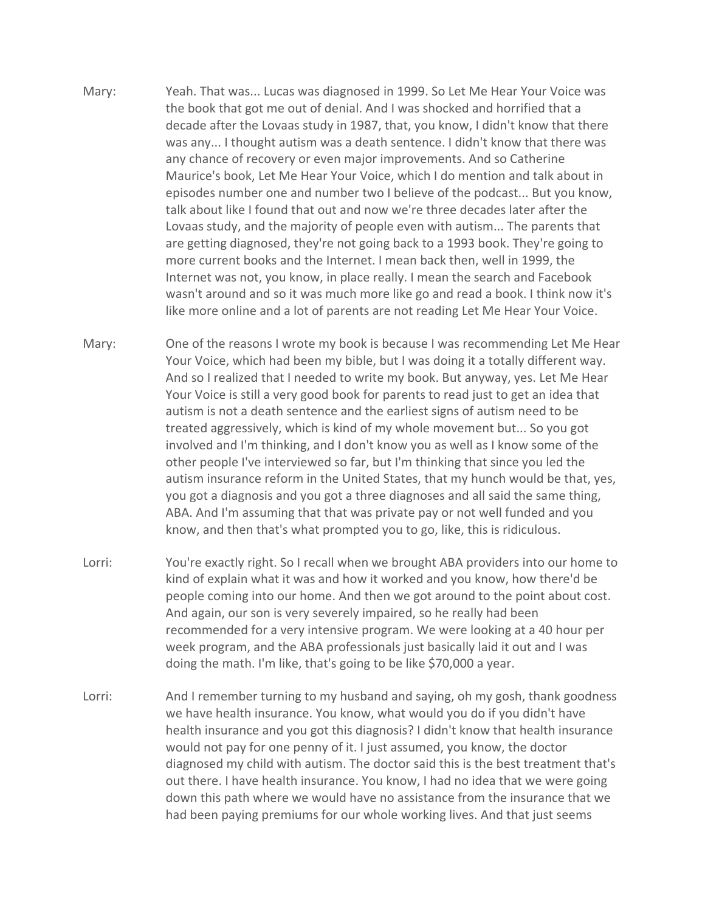Mary: Yeah. That was... Lucas was diagnosed in 1999. So Let Me Hear Your Voice was the book that got me out of denial. And I was shocked and horrified that a decade after the Lovaas study in 1987, that, you know, I didn't know that there was any... I thought autism was a death sentence. I didn't know that there was any chance of recovery or even major improvements. And so Catherine Maurice's book, Let Me Hear Your Voice, which I do mention and talk about in episodes number one and number two I believe of the podcast... But you know, talk about like I found that out and now we're three decades later after the Lovaas study, and the majority of people even with autism... The parents that are getting diagnosed, they're not going back to a 1993 book. They're going to more current books and the Internet. I mean back then, well in 1999, the Internet was not, you know, in place really. I mean the search and Facebook wasn't around and so it was much more like go and read a book. I think now it's like more online and a lot of parents are not reading Let Me Hear Your Voice.

Mary: One of the reasons I wrote my book is because I was recommending Let Me Hear Your Voice, which had been my bible, but I was doing it a totally different way. And so I realized that I needed to write my book. But anyway, yes. Let Me Hear Your Voice is still a very good book for parents to read just to get an idea that autism is not a death sentence and the earliest signs of autism need to be treated aggressively, which is kind of my whole movement but... So you got involved and I'm thinking, and I don't know you as well as I know some of the other people I've interviewed so far, but I'm thinking that since you led the autism insurance reform in the United States, that my hunch would be that, yes, you got a diagnosis and you got a three diagnoses and all said the same thing, ABA. And I'm assuming that that was private pay or not well funded and you know, and then that's what prompted you to go, like, this is ridiculous.

Lorri: You're exactly right. So I recall when we brought ABA providers into our home to kind of explain what it was and how it worked and you know, how there'd be people coming into our home. And then we got around to the point about cost. And again, our son is very severely impaired, so he really had been recommended for a very intensive program. We were looking at a 40 hour per week program, and the ABA professionals just basically laid it out and I was doing the math. I'm like, that's going to be like $70,000 a year.

Lorri: And I remember turning to my husband and saying, oh my gosh, thank goodness we have health insurance. You know, what would you do if you didn't have health insurance and you got this diagnosis? I didn't know that health insurance would not pay for one penny of it. I just assumed, you know, the doctor diagnosed my child with autism. The doctor said this is the best treatment that's out there. I have health insurance. You know, I had no idea that we were going down this path where we would have no assistance from the insurance that we had been paying premiums for our whole working lives. And that just seems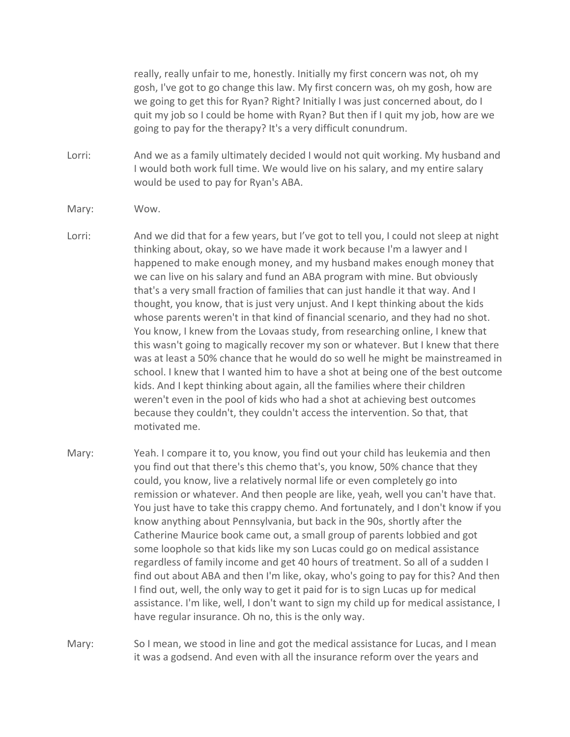really, really unfair to me, honestly. Initially my first concern was not, oh my gosh, I've got to go change this law. My first concern was, oh my gosh, how are we going to get this for Ryan? Right? Initially I was just concerned about, do I quit my job so I could be home with Ryan? But then if I quit my job, how are we going to pay for the therapy? It's a very difficult conundrum.

Lorri: And we as a family ultimately decided I would not quit working. My husband and I would both work full time. We would live on his salary, and my entire salary would be used to pay for Ryan's ABA.

Mary: Wow.

Lorri: And we did that for a few years, but I've got to tell you, I could not sleep at night thinking about, okay, so we have made it work because I'm a lawyer and I happened to make enough money, and my husband makes enough money that we can live on his salary and fund an ABA program with mine. But obviously that's a very small fraction of families that can just handle it that way. And I thought, you know, that is just very unjust. And I kept thinking about the kids whose parents weren't in that kind of financial scenario, and they had no shot. You know, I knew from the Lovaas study, from researching online, I knew that this wasn't going to magically recover my son or whatever. But I knew that there was at least a 50% chance that he would do so well he might be mainstreamed in school. I knew that I wanted him to have a shot at being one of the best outcome kids. And I kept thinking about again, all the families where their children weren't even in the pool of kids who had a shot at achieving best outcomes because they couldn't, they couldn't access the intervention. So that, that motivated me.

Mary: Yeah. I compare it to, you know, you find out your child has leukemia and then you find out that there's this chemo that's, you know, 50% chance that they could, you know, live a relatively normal life or even completely go into remission or whatever. And then people are like, yeah, well you can't have that. You just have to take this crappy chemo. And fortunately, and I don't know if you know anything about Pennsylvania, but back in the 90s, shortly after the Catherine Maurice book came out, a small group of parents lobbied and got some loophole so that kids like my son Lucas could go on medical assistance regardless of family income and get 40 hours of treatment. So all of a sudden I find out about ABA and then I'm like, okay, who's going to pay for this? And then I find out, well, the only way to get it paid for is to sign Lucas up for medical assistance. I'm like, well, I don't want to sign my child up for medical assistance, I have regular insurance. Oh no, this is the only way.

Mary: So I mean, we stood in line and got the medical assistance for Lucas, and I mean it was a godsend. And even with all the insurance reform over the years and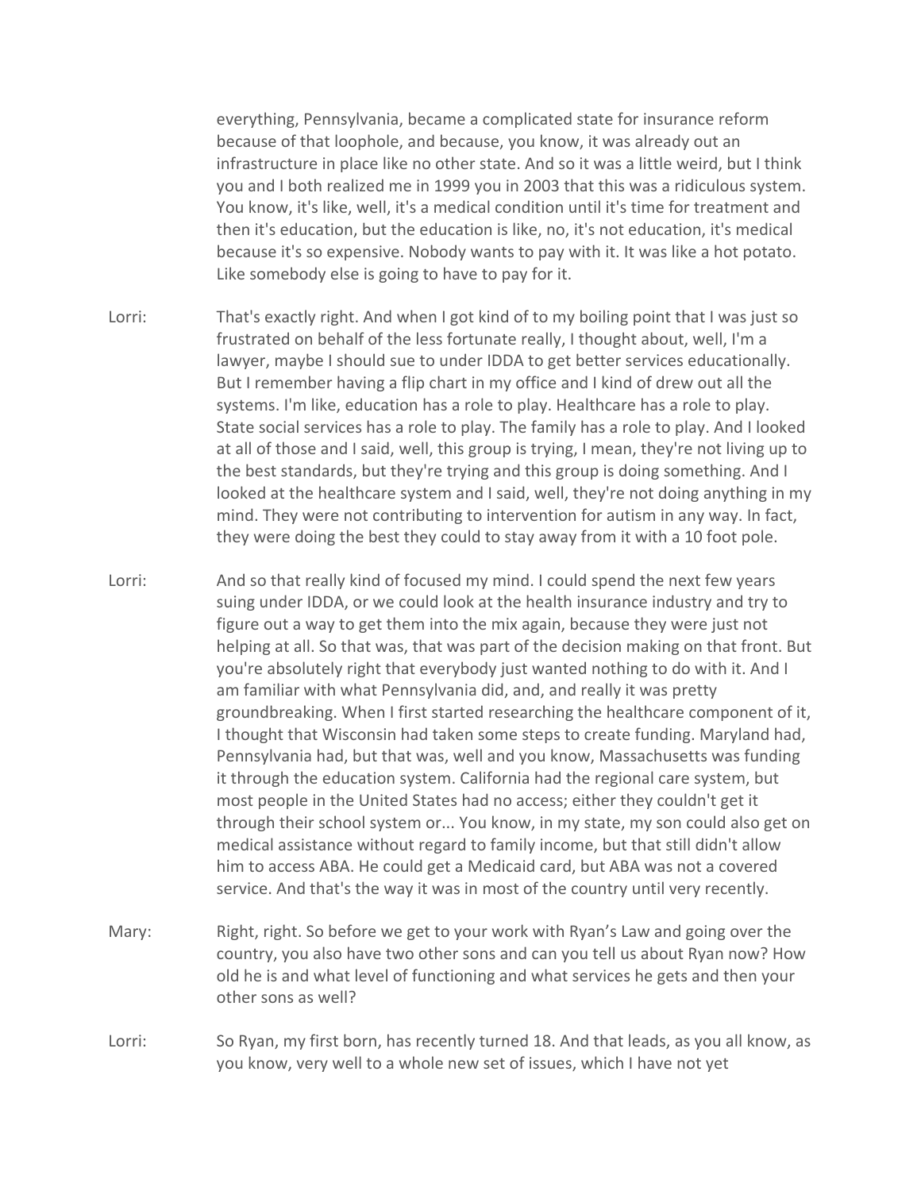everything, Pennsylvania, became a complicated state for insurance reform because of that loophole, and because, you know, it was already out an infrastructure in place like no other state. And so it was a little weird, but I think you and I both realized me in 1999 you in 2003 that this was a ridiculous system. You know, it's like, well, it's a medical condition until it's time for treatment and then it's education, but the education is like, no, it's not education, it's medical because it's so expensive. Nobody wants to pay with it. It was like a hot potato. Like somebody else is going to have to pay for it.

Lorri: That's exactly right. And when I got kind of to my boiling point that I was just so frustrated on behalf of the less fortunate really, I thought about, well, I'm a lawyer, maybe I should sue to under IDDA to get better services educationally. But I remember having a flip chart in my office and I kind of drew out all the systems. I'm like, education has a role to play. Healthcare has a role to play. State social services has a role to play. The family has a role to play. And I looked at all of those and I said, well, this group is trying, I mean, they're not living up to the best standards, but they're trying and this group is doing something. And I looked at the healthcare system and I said, well, they're not doing anything in my mind. They were not contributing to intervention for autism in any way. In fact, they were doing the best they could to stay away from it with a 10 foot pole.

Lorri: And so that really kind of focused my mind. I could spend the next few years suing under IDDA, or we could look at the health insurance industry and try to figure out a way to get them into the mix again, because they were just not helping at all. So that was, that was part of the decision making on that front. But you're absolutely right that everybody just wanted nothing to do with it. And I am familiar with what Pennsylvania did, and, and really it was pretty groundbreaking. When I first started researching the healthcare component of it, I thought that Wisconsin had taken some steps to create funding. Maryland had, Pennsylvania had, but that was, well and you know, Massachusetts was funding it through the education system. California had the regional care system, but most people in the United States had no access; either they couldn't get it through their school system or... You know, in my state, my son could also get on medical assistance without regard to family income, but that still didn't allow him to access ABA. He could get a Medicaid card, but ABA was not a covered service. And that's the way it was in most of the country until very recently.

Mary: Right, right. So before we get to your work with Ryan's Law and going over the country, you also have two other sons and can you tell us about Ryan now? How old he is and what level of functioning and what services he gets and then your other sons as well?

Lorri: So Ryan, my first born, has recently turned 18. And that leads, as you all know, as you know, very well to a whole new set of issues, which I have not yet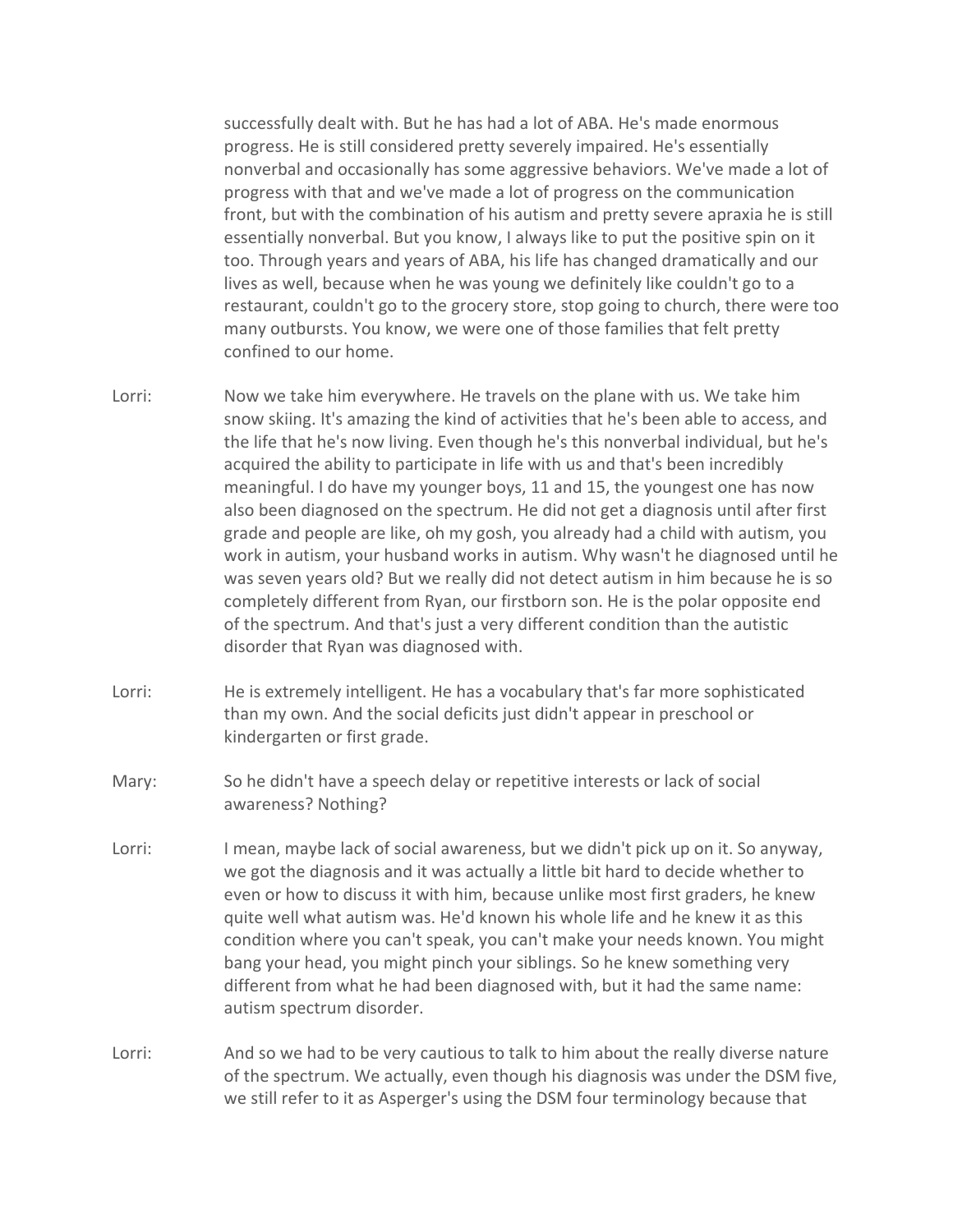successfully dealt with. But he has had a lot of ABA. He's made enormous progress. He is still considered pretty severely impaired. He's essentially nonverbal and occasionally has some aggressive behaviors. We've made a lot of progress with that and we've made a lot of progress on the communication front, but with the combination of his autism and pretty severe apraxia he is still essentially nonverbal. But you know, I always like to put the positive spin on it too. Through years and years of ABA, his life has changed dramatically and our lives as well, because when he was young we definitely like couldn't go to a restaurant, couldn't go to the grocery store, stop going to church, there were too many outbursts. You know, we were one of those families that felt pretty confined to our home.

Lorri: Now we take him everywhere. He travels on the plane with us. We take him snow skiing. It's amazing the kind of activities that he's been able to access, and the life that he's now living. Even though he's this nonverbal individual, but he's acquired the ability to participate in life with us and that's been incredibly meaningful. I do have my younger boys, 11 and 15, the youngest one has now also been diagnosed on the spectrum. He did not get a diagnosis until after first grade and people are like, oh my gosh, you already had a child with autism, you work in autism, your husband works in autism. Why wasn't he diagnosed until he was seven years old? But we really did not detect autism in him because he is so completely different from Ryan, our firstborn son. He is the polar opposite end of the spectrum. And that's just a very different condition than the autistic disorder that Ryan was diagnosed with.

Lorri: He is extremely intelligent. He has a vocabulary that's far more sophisticated than my own. And the social deficits just didn't appear in preschool or kindergarten or first grade.

Mary: So he didn't have a speech delay or repetitive interests or lack of social awareness? Nothing?

Lorri: I mean, maybe lack of social awareness, but we didn't pick up on it. So anyway, we got the diagnosis and it was actually a little bit hard to decide whether to even or how to discuss it with him, because unlike most first graders, he knew quite well what autism was. He'd known his whole life and he knew it as this condition where you can't speak, you can't make your needs known. You might bang your head, you might pinch your siblings. So he knew something very different from what he had been diagnosed with, but it had the same name: autism spectrum disorder.

Lorri: And so we had to be very cautious to talk to him about the really diverse nature of the spectrum. We actually, even though his diagnosis was under the DSM five, we still refer to it as Asperger's using the DSM four terminology because that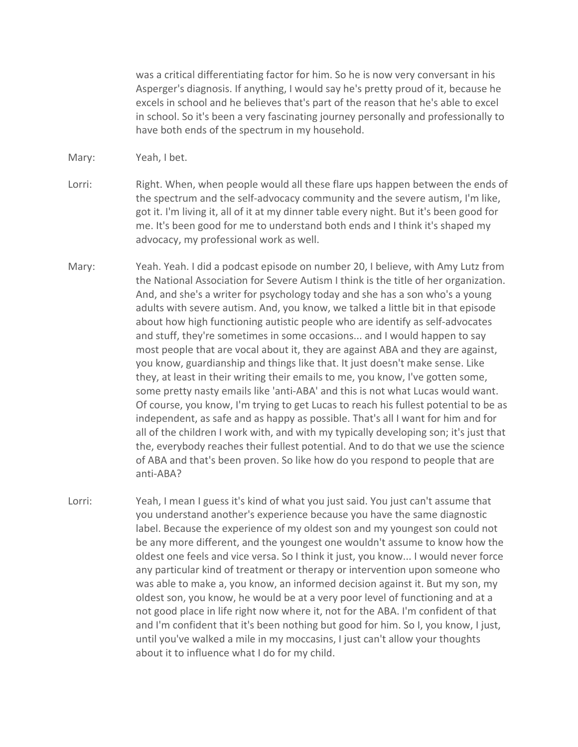was a critical differentiating factor for him. So he is now very conversant in his Asperger's diagnosis. If anything, I would say he's pretty proud of it, because he excels in school and he believes that's part of the reason that he's able to excel in school. So it's been a very fascinating journey personally and professionally to have both ends of the spectrum in my household.

Mary: Yeah, I bet.

Lorri: Right. When, when people would all these flare ups happen between the ends of the spectrum and the self-advocacy community and the severe autism, I'm like, got it. I'm living it, all of it at my dinner table every night. But it's been good for me. It's been good for me to understand both ends and I think it's shaped my advocacy, my professional work as well.

Mary: Yeah. Yeah. I did a podcast episode on number 20, I believe, with Amy Lutz from the National Association for Severe Autism I think is the title of her organization. And, and she's a writer for psychology today and she has a son who's a young adults with severe autism. And, you know, we talked a little bit in that episode about how high functioning autistic people who are identify as self-advocates and stuff, they're sometimes in some occasions... and I would happen to say most people that are vocal about it, they are against ABA and they are against, you know, guardianship and things like that. It just doesn't make sense. Like they, at least in their writing their emails to me, you know, I've gotten some, some pretty nasty emails like 'anti-ABA' and this is not what Lucas would want. Of course, you know, I'm trying to get Lucas to reach his fullest potential to be as independent, as safe and as happy as possible. That's all I want for him and for all of the children I work with, and with my typically developing son; it's just that the, everybody reaches their fullest potential. And to do that we use the science of ABA and that's been proven. So like how do you respond to people that are anti-ABA?

Lorri: Yeah, I mean I guess it's kind of what you just said. You just can't assume that you understand another's experience because you have the same diagnostic label. Because the experience of my oldest son and my youngest son could not be any more different, and the youngest one wouldn't assume to know how the oldest one feels and vice versa. So I think it just, you know... I would never force any particular kind of treatment or therapy or intervention upon someone who was able to make a, you know, an informed decision against it. But my son, my oldest son, you know, he would be at a very poor level of functioning and at a not good place in life right now where it, not for the ABA. I'm confident of that and I'm confident that it's been nothing but good for him. So I, you know, I just, until you've walked a mile in my moccasins, I just can't allow your thoughts about it to influence what I do for my child.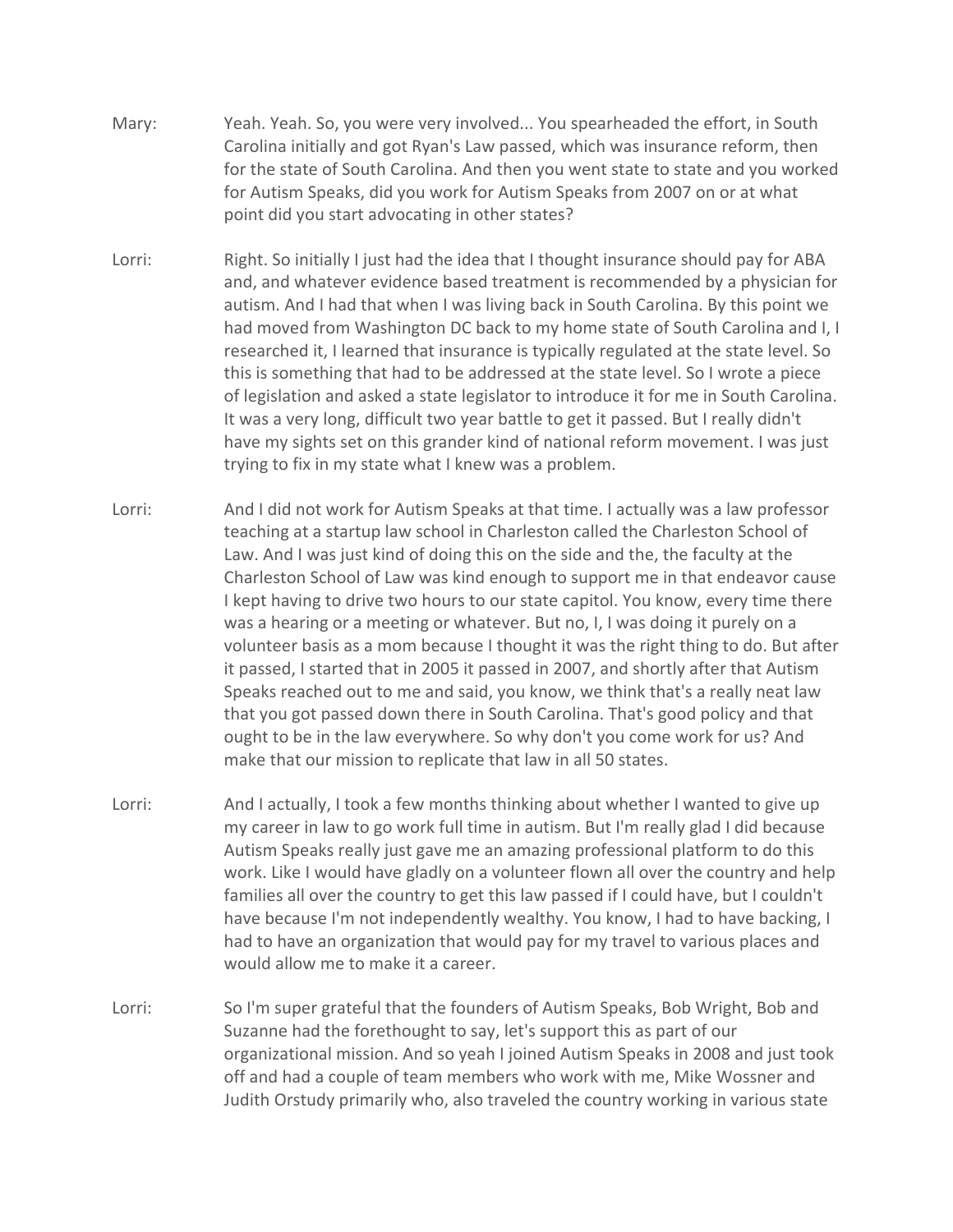Mary: Yeah. Yeah. So, you were very involved... You spearheaded the effort, in South Carolina initially and got Ryan's Law passed, which was insurance reform, then for the state of South Carolina. And then you went state to state and you worked for Autism Speaks, did you work for Autism Speaks from 2007 on or at what point did you start advocating in other states?

Lorri: Right. So initially I just had the idea that I thought insurance should pay for ABA and, and whatever evidence based treatment is recommended by a physician for autism. And I had that when I was living back in South Carolina. By this point we had moved from Washington DC back to my home state of South Carolina and I, I researched it, I learned that insurance is typically regulated at the state level. So this is something that had to be addressed at the state level. So I wrote a piece of legislation and asked a state legislator to introduce it for me in South Carolina. It was a very long, difficult two year battle to get it passed. But I really didn't have my sights set on this grander kind of national reform movement. I was just trying to fix in my state what I knew was a problem.

Lorri: And I did not work for Autism Speaks at that time. I actually was a law professor teaching at a startup law school in Charleston called the Charleston School of Law. And I was just kind of doing this on the side and the, the faculty at the Charleston School of Law was kind enough to support me in that endeavor cause I kept having to drive two hours to our state capitol. You know, every time there was a hearing or a meeting or whatever. But no, I, I was doing it purely on a volunteer basis as a mom because I thought it was the right thing to do. But after it passed, I started that in 2005 it passed in 2007, and shortly after that Autism Speaks reached out to me and said, you know, we think that's a really neat law that you got passed down there in South Carolina. That's good policy and that ought to be in the law everywhere. So why don't you come work for us? And make that our mission to replicate that law in all 50 states.

Lorri: And I actually, I took a few months thinking about whether I wanted to give up my career in law to go work full time in autism. But I'm really glad I did because Autism Speaks really just gave me an amazing professional platform to do this work. Like I would have gladly on a volunteer flown all over the country and help families all over the country to get this law passed if I could have, but I couldn't have because I'm not independently wealthy. You know, I had to have backing, I had to have an organization that would pay for my travel to various places and would allow me to make it a career.

Lorri: So I'm super grateful that the founders of Autism Speaks, Bob Wright, Bob and Suzanne had the forethought to say, let's support this as part of our organizational mission. And so yeah I joined Autism Speaks in 2008 and just took off and had a couple of team members who work with me, Mike Wossner and Judith Orstudy primarily who, also traveled the country working in various state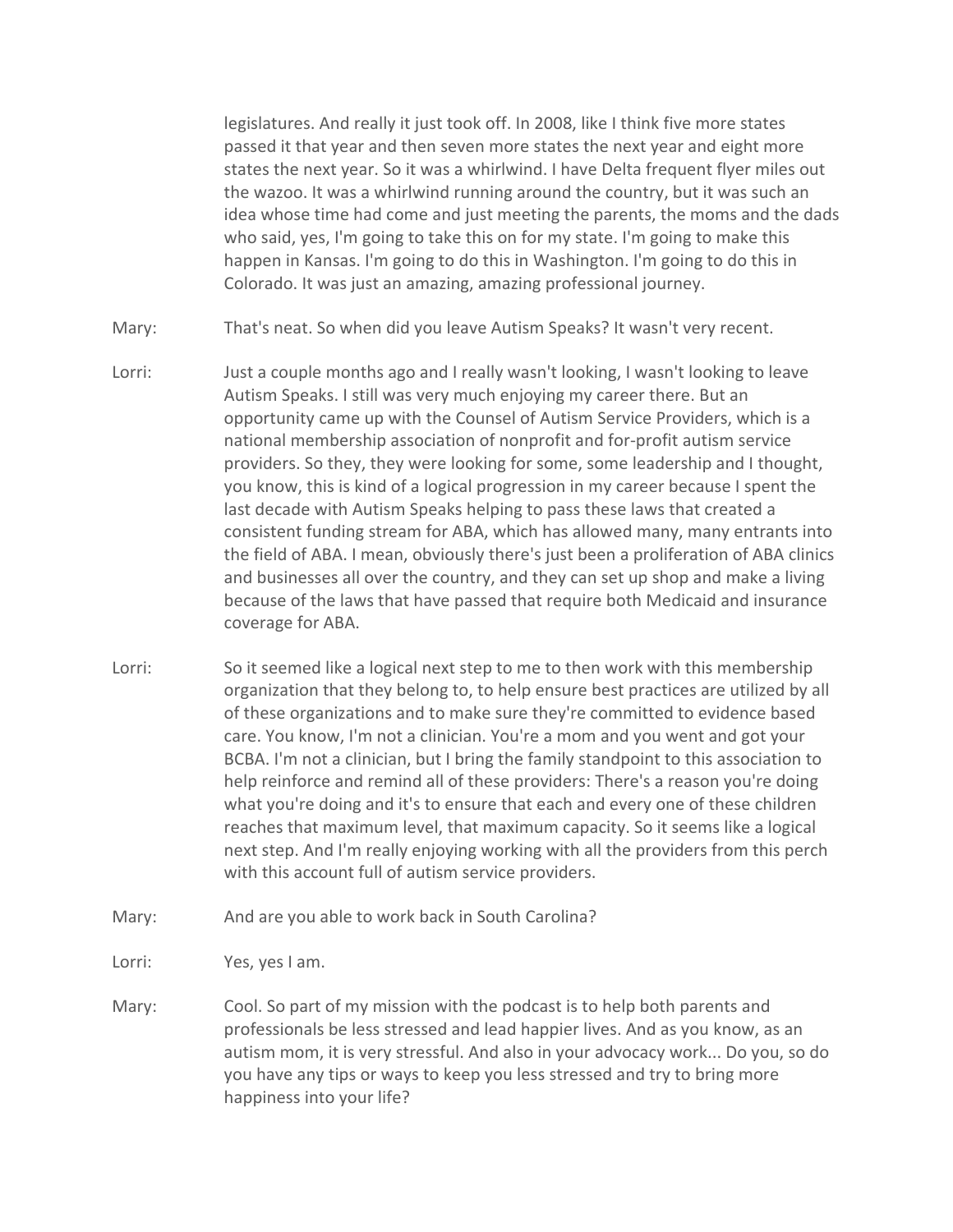legislatures. And really it just took off. In 2008, like I think five more states passed it that year and then seven more states the next year and eight more states the next year. So it was a whirlwind. I have Delta frequent flyer miles out the wazoo. It was a whirlwind running around the country, but it was such an idea whose time had come and just meeting the parents, the moms and the dads who said, yes, I'm going to take this on for my state. I'm going to make this happen in Kansas. I'm going to do this in Washington. I'm going to do this in Colorado. It was just an amazing, amazing professional journey.

Mary: That's neat. So when did you leave Autism Speaks? It wasn't very recent.

Lorri: Just a couple months ago and I really wasn't looking, I wasn't looking to leave Autism Speaks. I still was very much enjoying my career there. But an opportunity came up with the Counsel of Autism Service Providers, which is a national membership association of nonprofit and for-profit autism service providers. So they, they were looking for some, some leadership and I thought, you know, this is kind of a logical progression in my career because I spent the last decade with Autism Speaks helping to pass these laws that created a consistent funding stream for ABA, which has allowed many, many entrants into the field of ABA. I mean, obviously there's just been a proliferation of ABA clinics and businesses all over the country, and they can set up shop and make a living because of the laws that have passed that require both Medicaid and insurance coverage for ABA.

Lorri: So it seemed like a logical next step to me to then work with this membership organization that they belong to, to help ensure best practices are utilized by all of these organizations and to make sure they're committed to evidence based care. You know, I'm not a clinician. You're a mom and you went and got your BCBA. I'm not a clinician, but I bring the family standpoint to this association to help reinforce and remind all of these providers: There's a reason you're doing what you're doing and it's to ensure that each and every one of these children reaches that maximum level, that maximum capacity. So it seems like a logical next step. And I'm really enjoying working with all the providers from this perch with this account full of autism service providers.

Mary: And are you able to work back in South Carolina?

Lorri: Yes, yes I am.

Mary: Cool. So part of my mission with the podcast is to help both parents and professionals be less stressed and lead happier lives. And as you know, as an autism mom, it is very stressful. And also in your advocacy work... Do you, so do you have any tips or ways to keep you less stressed and try to bring more happiness into your life?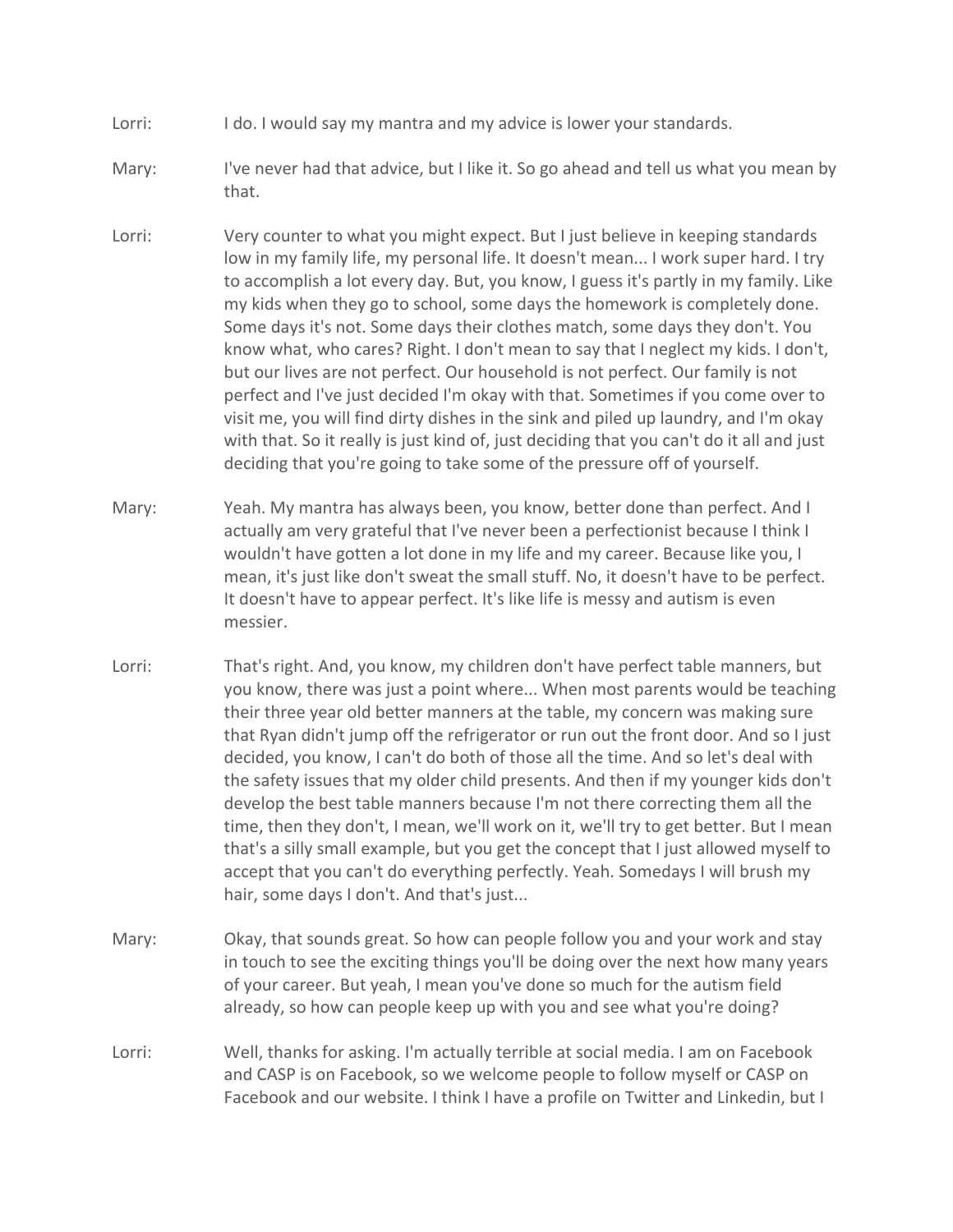Lorri: I do. I would say my mantra and my advice is lower your standards.

Mary: I've never had that advice, but I like it. So go ahead and tell us what you mean by that.

Lorri: Very counter to what you might expect. But I just believe in keeping standards low in my family life, my personal life. It doesn't mean... I work super hard. I try to accomplish a lot every day. But, you know, I guess it's partly in my family. Like my kids when they go to school, some days the homework is completely done. Some days it's not. Some days their clothes match, some days they don't. You know what, who cares? Right. I don't mean to say that I neglect my kids. I don't, but our lives are not perfect. Our household is not perfect. Our family is not perfect and I've just decided I'm okay with that. Sometimes if you come over to visit me, you will find dirty dishes in the sink and piled up laundry, and I'm okay with that. So it really is just kind of, just deciding that you can't do it all and just deciding that you're going to take some of the pressure off of yourself.

Mary: Yeah. My mantra has always been, you know, better done than perfect. And I actually am very grateful that I've never been a perfectionist because I think I wouldn't have gotten a lot done in my life and my career. Because like you, I mean, it's just like don't sweat the small stuff. No, it doesn't have to be perfect. It doesn't have to appear perfect. It's like life is messy and autism is even messier.

Lorri: That's right. And, you know, my children don't have perfect table manners, but you know, there was just a point where... When most parents would be teaching their three year old better manners at the table, my concern was making sure that Ryan didn't jump off the refrigerator or run out the front door. And so I just decided, you know, I can't do both of those all the time. And so let's deal with the safety issues that my older child presents. And then if my younger kids don't develop the best table manners because I'm not there correcting them all the time, then they don't, I mean, we'll work on it, we'll try to get better. But I mean that's a silly small example, but you get the concept that I just allowed myself to accept that you can't do everything perfectly. Yeah. Somedays I will brush my hair, some days I don't. And that's just...

Mary: Okay, that sounds great. So how can people follow you and your work and stay in touch to see the exciting things you'll be doing over the next how many years of your career. But yeah, I mean you've done so much for the autism field already, so how can people keep up with you and see what you're doing?

Lorri: Well, thanks for asking. I'm actually terrible at social media. I am on Facebook and CASP is on Facebook, so we welcome people to follow myself or CASP on Facebook and our website. I think I have a profile on Twitter and Linkedin, but I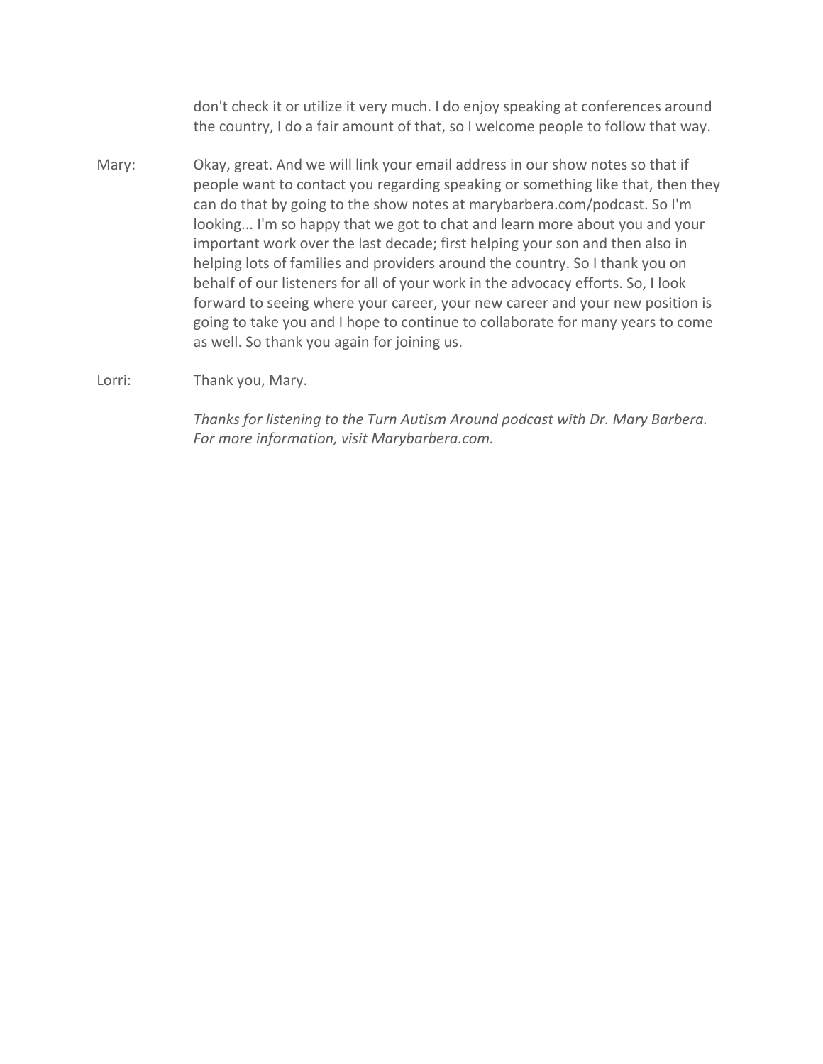don't check it or utilize it very much. I do enjoy speaking at conferences around the country, I do a fair amount of that, so I welcome people to follow that way.

Mary: Okay, great. And we will link your email address in our show notes so that if people want to contact you regarding speaking or something like that, then they can do that by going to the show notes at marybarbera.com/podcast. So I'm looking... I'm so happy that we got to chat and learn more about you and your important work over the last decade; first helping your son and then also in helping lots of families and providers around the country. So I thank you on behalf of our listeners for all of your work in the advocacy efforts. So, I look forward to seeing where your career, your new career and your new position is going to take you and I hope to continue to collaborate for many years to come as well. So thank you again for joining us.

Lorri: Thank you, Mary.

*Thanks for listening to the Turn Autism Around podcast with Dr. Mary Barbera. For more information, visit Marybarbera.com.*